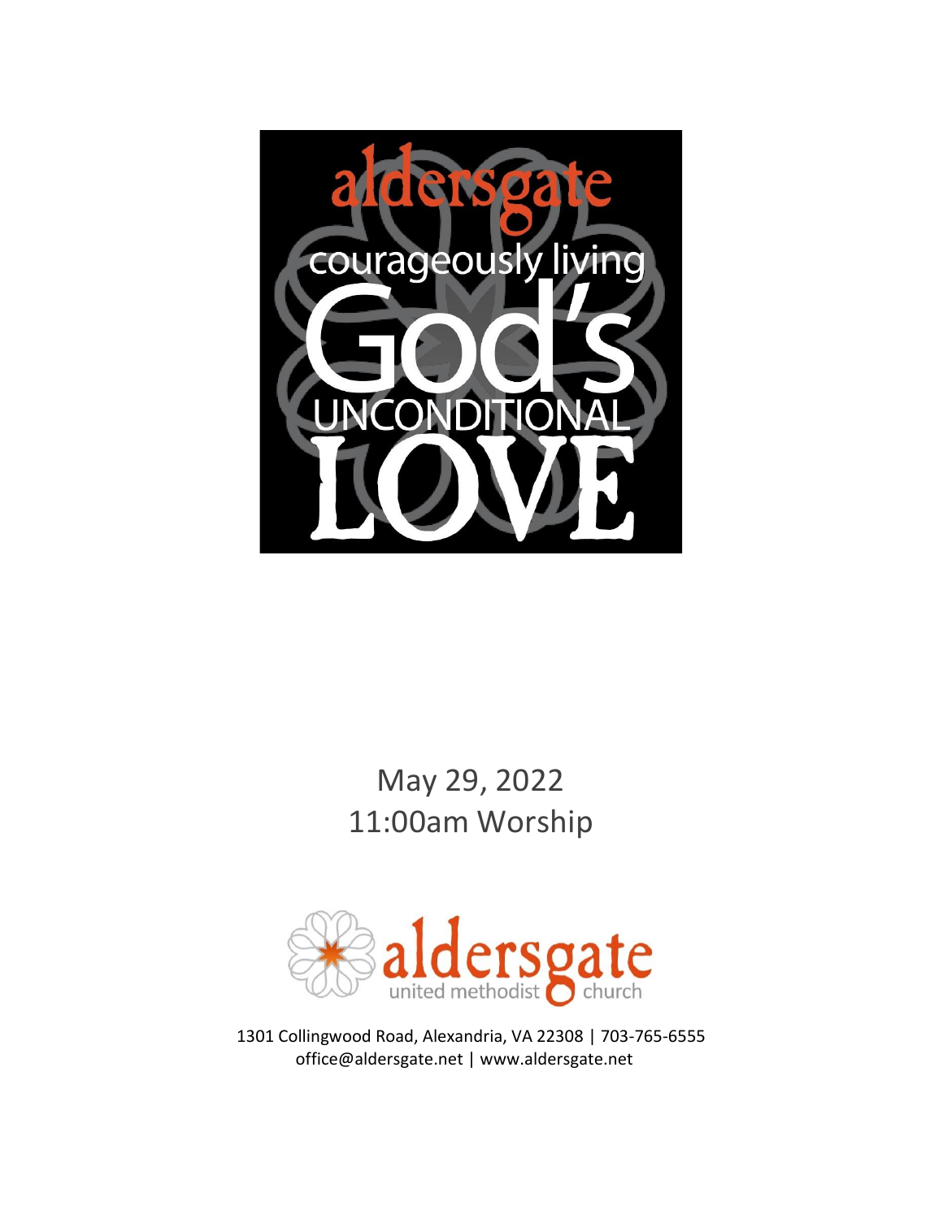aldersgate

courageously living

God's

UNCONDITIONAL

LOVE

May 29, 2022

11:00am Worship

aldersgate

united methodist church

1301 Collingwood Road, Alexandria, VA 22308 | 703-765-6555

office@aldersgate.net | www.aldersgate.net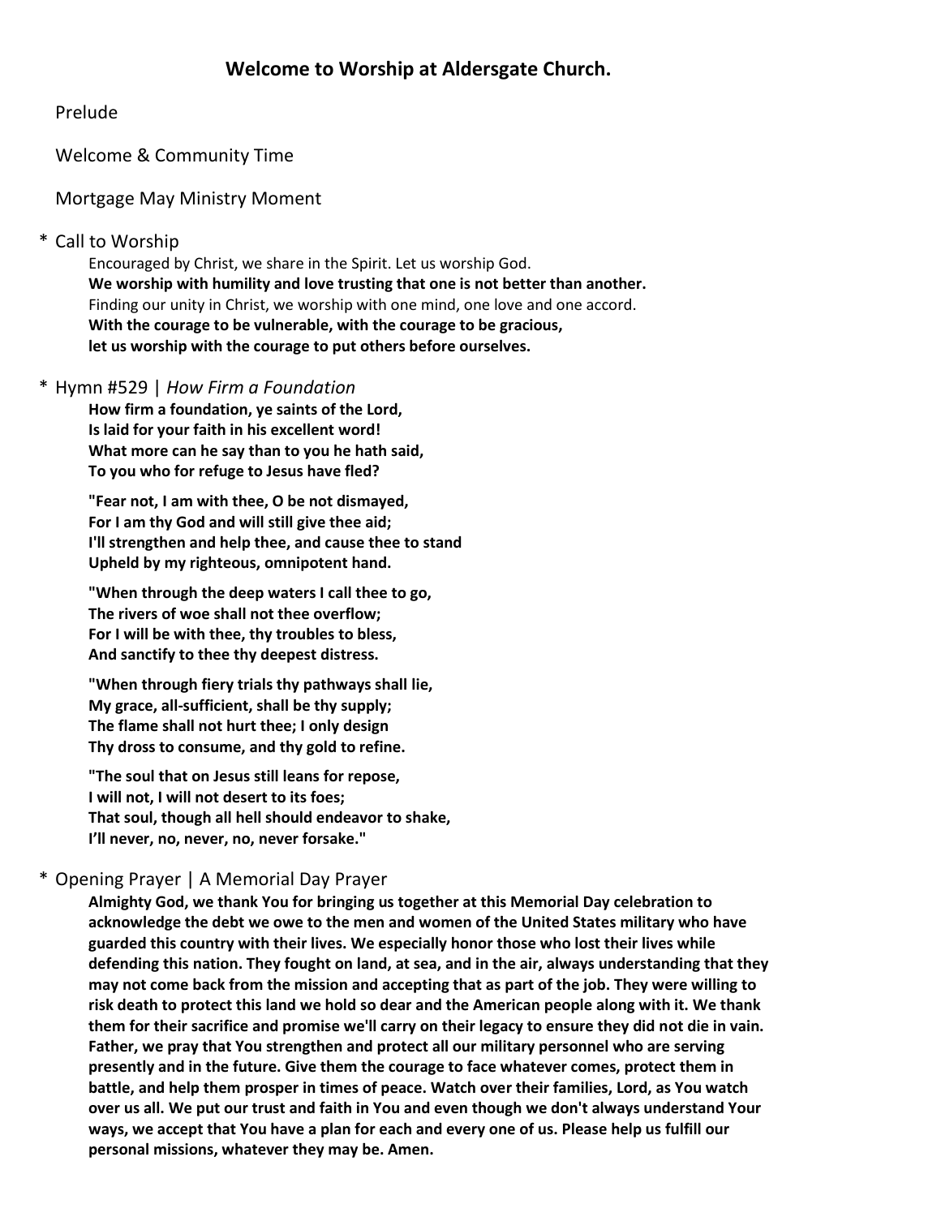## Welcome to Worship at Aldersgate Church.

Prelude

Welcome & Community Time

Mortgage May Ministry Moment

\* Call to Worship

Encouraged by Christ, we share in the Spirit. Let us worship God.
**We worship with humility and love trusting that one is not better than another.**
Finding our unity in Christ, we worship with one mind, one love and one accord.
**With the courage to be vulnerable, with the courage to be gracious,**
**let us worship with the courage to put others before ourselves.**

\* Hymn #529 | *How Firm a Foundation*

**How firm a foundation, ye saints of the Lord,**
**Is laid for your faith in his excellent word!**
**What more can he say than to you he hath said,**
**To you who for refuge to Jesus have fled?**

**"Fear not, I am with thee, O be not dismayed,**
**For I am thy God and will still give thee aid;**
**I'll strengthen and help thee, and cause thee to stand**
**Upheld by my righteous, omnipotent hand.**

**"When through the deep waters I call thee to go,**
**The rivers of woe shall not thee overflow;**
**For I will be with thee, thy troubles to bless,**
**And sanctify to thee thy deepest distress.**

**"When through fiery trials thy pathways shall lie,**
**My grace, all-sufficient, shall be thy supply;**
**The flame shall not hurt thee; I only design**
**Thy dross to consume, and thy gold to refine.**

**"The soul that on Jesus still leans for repose,**
**I will not, I will not desert to its foes;**
**That soul, though all hell should endeavor to shake,**
**I'll never, no, never, no, never forsake."**

\* Opening Prayer | A Memorial Day Prayer

**Almighty God, we thank You for bringing us together at this Memorial Day celebration to acknowledge the debt we owe to the men and women of the United States military who have guarded this country with their lives. We especially honor those who lost their lives while defending this nation. They fought on land, at sea, and in the air, always understanding that they may not come back from the mission and accepting that as part of the job. They were willing to risk death to protect this land we hold so dear and the American people along with it. We thank them for their sacrifice and promise we'll carry on their legacy to ensure they did not die in vain. Father, we pray that You strengthen and protect all our military personnel who are serving presently and in the future. Give them the courage to face whatever comes, protect them in battle, and help them prosper in times of peace. Watch over their families, Lord, as You watch over us all. We put our trust and faith in You and even though we don't always understand Your ways, we accept that You have a plan for each and every one of us. Please help us fulfill our personal missions, whatever they may be. Amen.**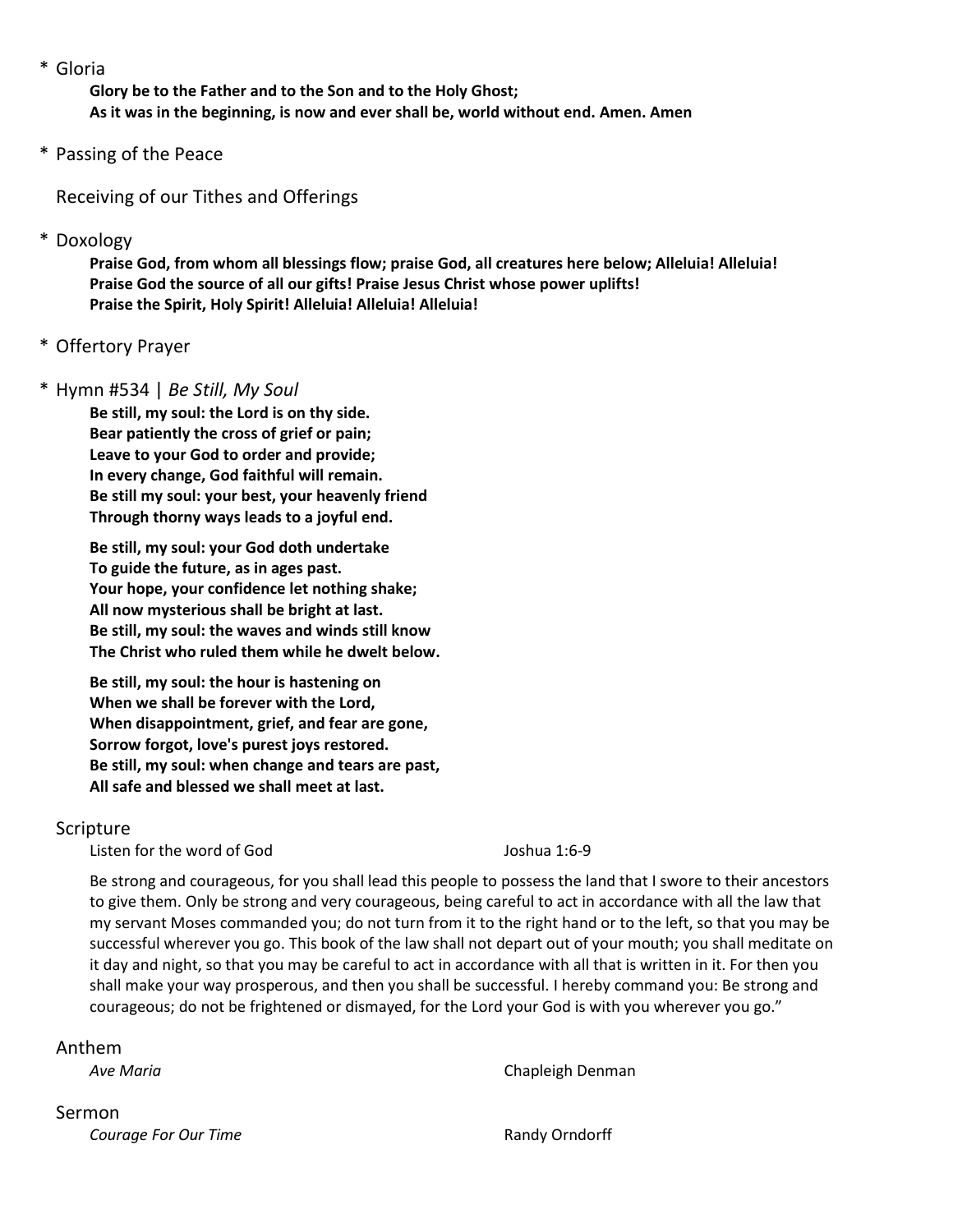\* Gloria

**Glory be to the Father and to the Son and to the Holy Ghost;**
**As it was in the beginning, is now and ever shall be, world without end. Amen. Amen**

\* Passing of the Peace

Receiving of our Tithes and Offerings

\* Doxology

**Praise God, from whom all blessings flow; praise God, all creatures here below; Alleluia! Alleluia!**
**Praise God the source of all our gifts! Praise Jesus Christ whose power uplifts!**
**Praise the Spirit, Holy Spirit! Alleluia! Alleluia! Alleluia!**

\* Offertory Prayer

\* Hymn #534 | *Be Still, My Soul*

**Be still, my soul: the Lord is on thy side.**
**Bear patiently the cross of grief or pain;**
**Leave to your God to order and provide;**
**In every change, God faithful will remain.**
**Be still my soul: your best, your heavenly friend**
**Through thorny ways leads to a joyful end.**

**Be still, my soul: your God doth undertake**
**To guide the future, as in ages past.**
**Your hope, your confidence let nothing shake;**
**All now mysterious shall be bright at last.**
**Be still, my soul: the waves and winds still know**
**The Christ who ruled them while he dwelt below.**

**Be still, my soul: the hour is hastening on**
**When we shall be forever with the Lord,**
**When disappointment, grief, and fear are gone,**
**Sorrow forgot, love's purest joys restored.**
**Be still, my soul: when change and tears are past,**
**All safe and blessed we shall meet at last.**

Scripture

Listen for the word of God — Joshua 1:6-9

Be strong and courageous, for you shall lead this people to possess the land that I swore to their ancestors to give them. Only be strong and very courageous, being careful to act in accordance with all the law that my servant Moses commanded you; do not turn from it to the right hand or to the left, so that you may be successful wherever you go. This book of the law shall not depart out of your mouth; you shall meditate on it day and night, so that you may be careful to act in accordance with all that is written in it. For then you shall make your way prosperous, and then you shall be successful. I hereby command you: Be strong and courageous; do not be frightened or dismayed, for the Lord your God is with you wherever you go."

Anthem

*Ave Maria* — Chapleigh Denman

Sermon

*Courage For Our Time* — Randy Orndorff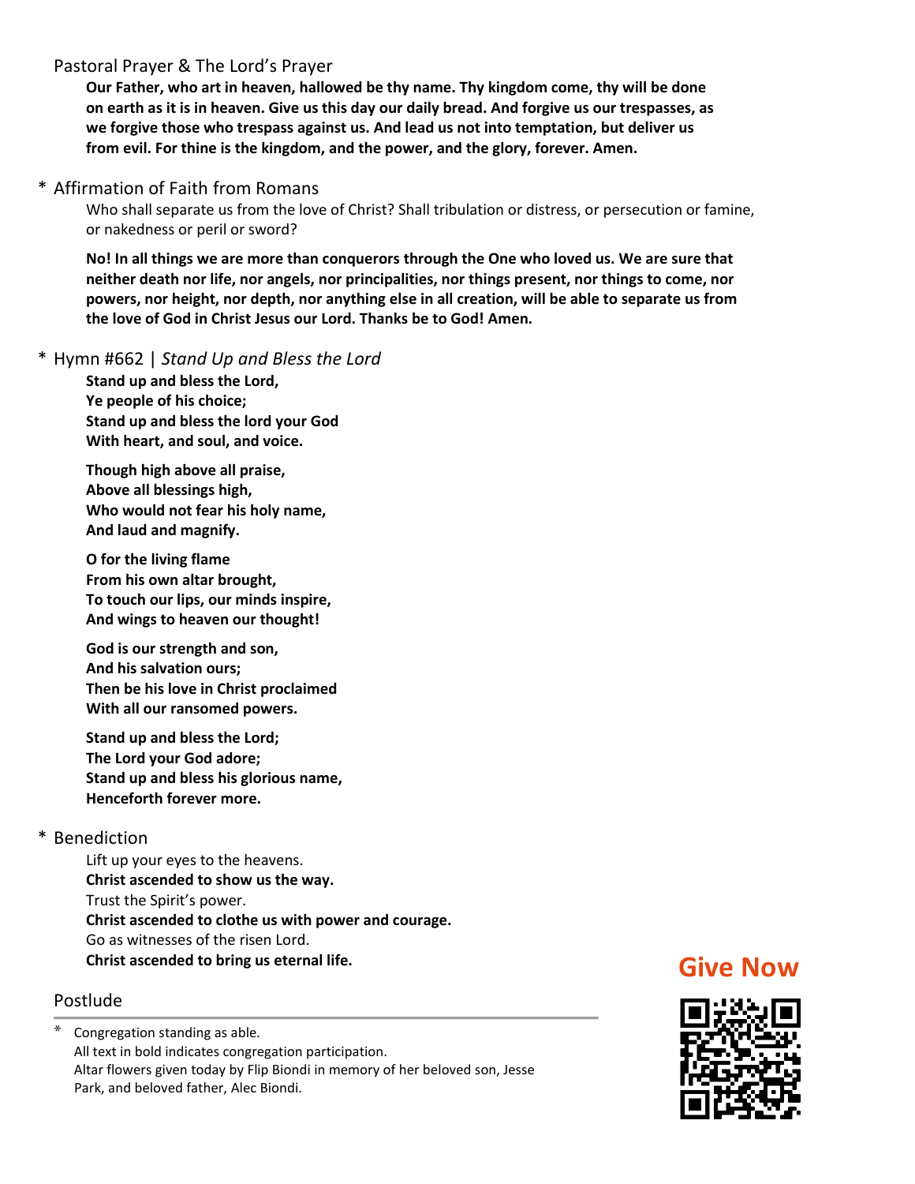Pastoral Prayer & The Lord's Prayer

**Our Father, who art in heaven, hallowed be thy name. Thy kingdom come, thy will be done on earth as it is in heaven. Give us this day our daily bread. And forgive us our trespasses, as we forgive those who trespass against us. And lead us not into temptation, but deliver us from evil. For thine is the kingdom, and the power, and the glory, forever. Amen.**

\* Affirmation of Faith from Romans

Who shall separate us from the love of Christ? Shall tribulation or distress, or persecution or famine, or nakedness or peril or sword?

**No! In all things we are more than conquerors through the One who loved us. We are sure that neither death nor life, nor angels, nor principalities, nor things present, nor things to come, nor powers, nor height, nor depth, nor anything else in all creation, will be able to separate us from the love of God in Christ Jesus our Lord. Thanks be to God! Amen.**

\* Hymn #662 | *Stand Up and Bless the Lord*

**Stand up and bless the Lord,**
**Ye people of his choice;**
**Stand up and bless the lord your God**
**With heart, and soul, and voice.**

**Though high above all praise,**
**Above all blessings high,**
**Who would not fear his holy name,**
**And laud and magnify.**

**O for the living flame**
**From his own altar brought,**
**To touch our lips, our minds inspire,**
**And wings to heaven our thought!**

**God is our strength and son,**
**And his salvation ours;**
**Then be his love in Christ proclaimed**
**With all our ransomed powers.**

**Stand up and bless the Lord;**
**The Lord your God adore;**
**Stand up and bless his glorious name,**
**Henceforth forever more.**

\* Benediction

Lift up your eyes to the heavens.
**Christ ascended to show us the way.**
Trust the Spirit's power.
**Christ ascended to clothe us with power and courage.**
Go as witnesses of the risen Lord.
**Christ ascended to bring us eternal life.**

Postlude

---

\* Congregation standing as able.
All text in bold indicates congregation participation.
Altar flowers given today by Flip Biondi in memory of her beloved son, Jesse Park, and beloved father, Alec Biondi.

**Give Now**